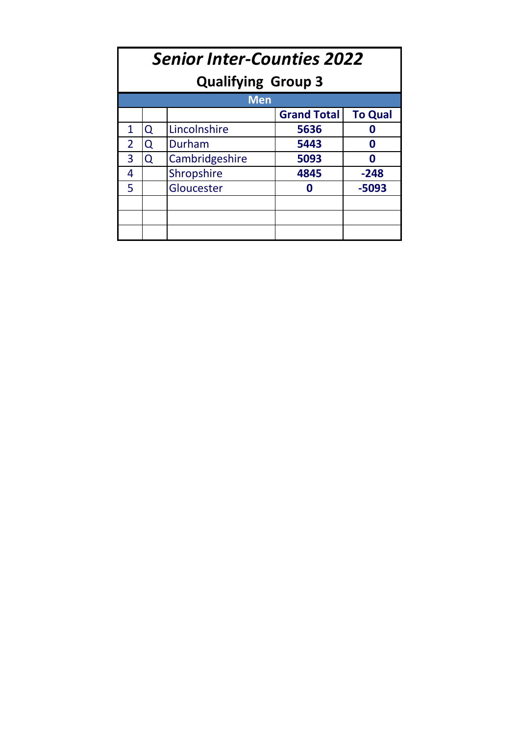# *Senior Inter-Counties 2022*

## Qualifying Group 3

| Men | | | | |
|---|---|---|---|---|
| | | | **Grand Total** | **To Qual** |
| 1 | Q | Lincolnshire | **5636** | **0** |
| 2 | Q | Durham | **5443** | **0** |
| 3 | Q | Cambridgeshire | **5093** | **0** |
| 4 | | Shropshire | **4845** | **-248** |
| 5 | | Gloucester | **0** | **-5093** |
| | | | | |
| | | | | |
| | | | | |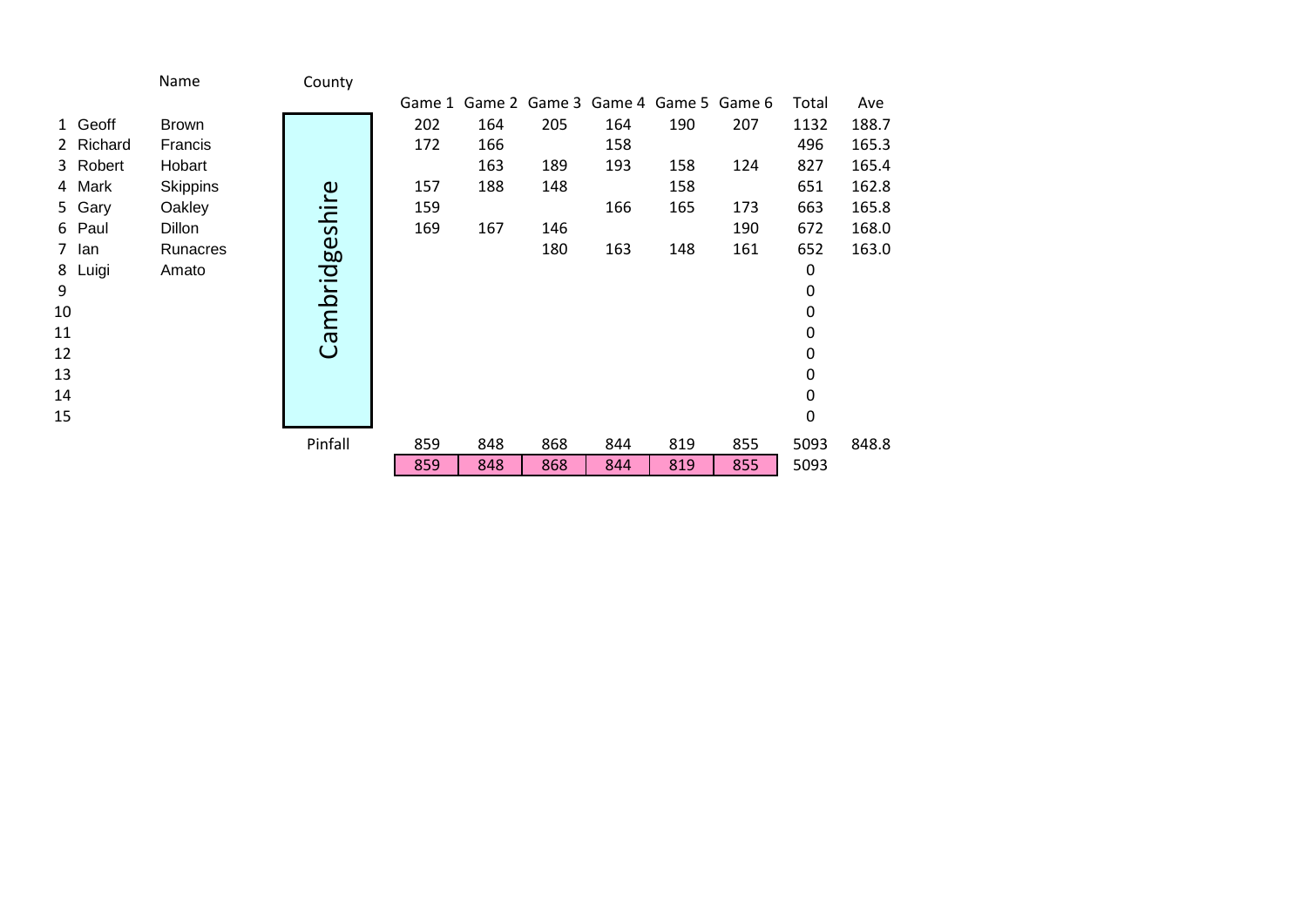| | | Name | County | Game 1 | Game 2 | Game 3 | Game 4 | Game 5 | Game 6 | Total | Ave |
|---|---|---|---|---|---|---|---|---|---|---|---|
| 1 | Geoff | Brown | Cambridgeshire | 202 | 164 | 205 | 164 | 190 | 207 | 1132 | 188.7 |
| 2 | Richard | Francis | | 172 | 166 | | 158 | | | 496 | 165.3 |
| 3 | Robert | Hobart | | | 163 | 189 | 193 | 158 | 124 | 827 | 165.4 |
| 4 | Mark | Skippins | | 157 | 188 | 148 | | 158 | | 651 | 162.8 |
| 5 | Gary | Oakley | | 159 | | | 166 | 165 | 173 | 663 | 165.8 |
| 6 | Paul | Dillon | | 169 | 167 | 146 | | | 190 | 672 | 168.0 |
| 7 | Ian | Runacres | | | | 180 | 163 | 148 | 161 | 652 | 163.0 |
| 8 | Luigi | Amato | | | | | | | | 0 | |
| 9 | | | | | | | | | | 0 | |
| 10 | | | | | | | | | | 0 | |
| 11 | | | | | | | | | | 0 | |
| 12 | | | | | | | | | | 0 | |
| 13 | | | | | | | | | | 0 | |
| 14 | | | | | | | | | | 0 | |
| 15 | | | | | | | | | | 0 | |
| | | | Pinfall | 859 | 848 | 868 | 844 | 819 | 855 | 5093 | 848.8 |
| | | | | 859 | 848 | 868 | 844 | 819 | 855 | 5093 | |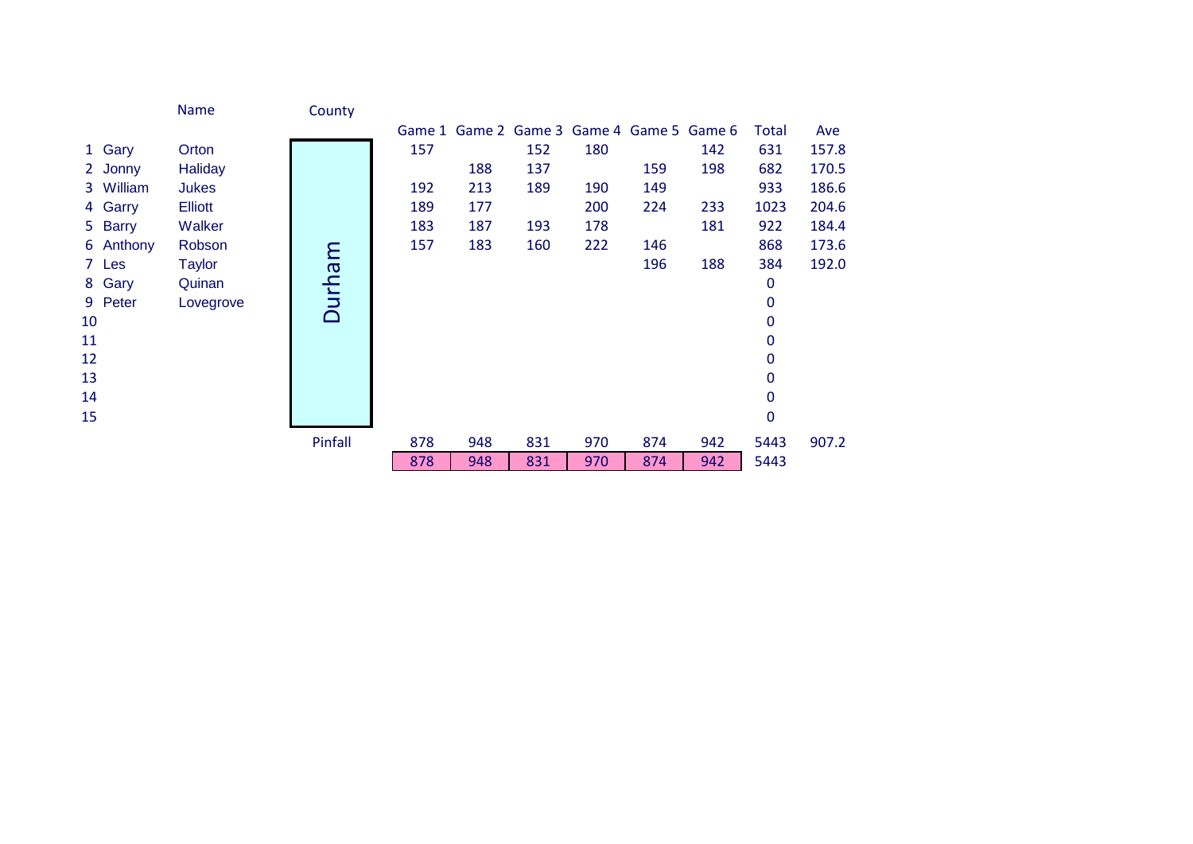| # | Name | | County | Game 1 | Game 2 | Game 3 | Game 4 | Game 5 | Game 6 | Total | Ave |
|---|---|---|---|---|---|---|---|---|---|---|---|
| 1 | Gary | Orton | Durham | 157 | | 152 | 180 | | 142 | 631 | 157.8 |
| 2 | Jonny | Haliday | | | 188 | 137 | | 159 | 198 | 682 | 170.5 |
| 3 | William | Jukes | | 192 | 213 | 189 | 190 | 149 | | 933 | 186.6 |
| 4 | Garry | Elliott | | 189 | 177 | | 200 | 224 | 233 | 1023 | 204.6 |
| 5 | Barry | Walker | | 183 | 187 | 193 | 178 | | 181 | 922 | 184.4 |
| 6 | Anthony | Robson | | 157 | 183 | 160 | 222 | 146 | | 868 | 173.6 |
| 7 | Les | Taylor | | | | | | 196 | 188 | 384 | 192.0 |
| 8 | Gary | Quinan | | | | | | | | 0 | |
| 9 | Peter | Lovegrove | | | | | | | | 0 | |
| 10 | | | | | | | | | | 0 | |
| 11 | | | | | | | | | | 0 | |
| 12 | | | | | | | | | | 0 | |
| 13 | | | | | | | | | | 0 | |
| 14 | | | | | | | | | | 0 | |
| 15 | | | | | | | | | | 0 | |
| | | | Pinfall | 878 | 948 | 831 | 970 | 874 | 942 | 5443 | 907.2 |
| | | | | 878 | 948 | 831 | 970 | 874 | 942 | 5443 | |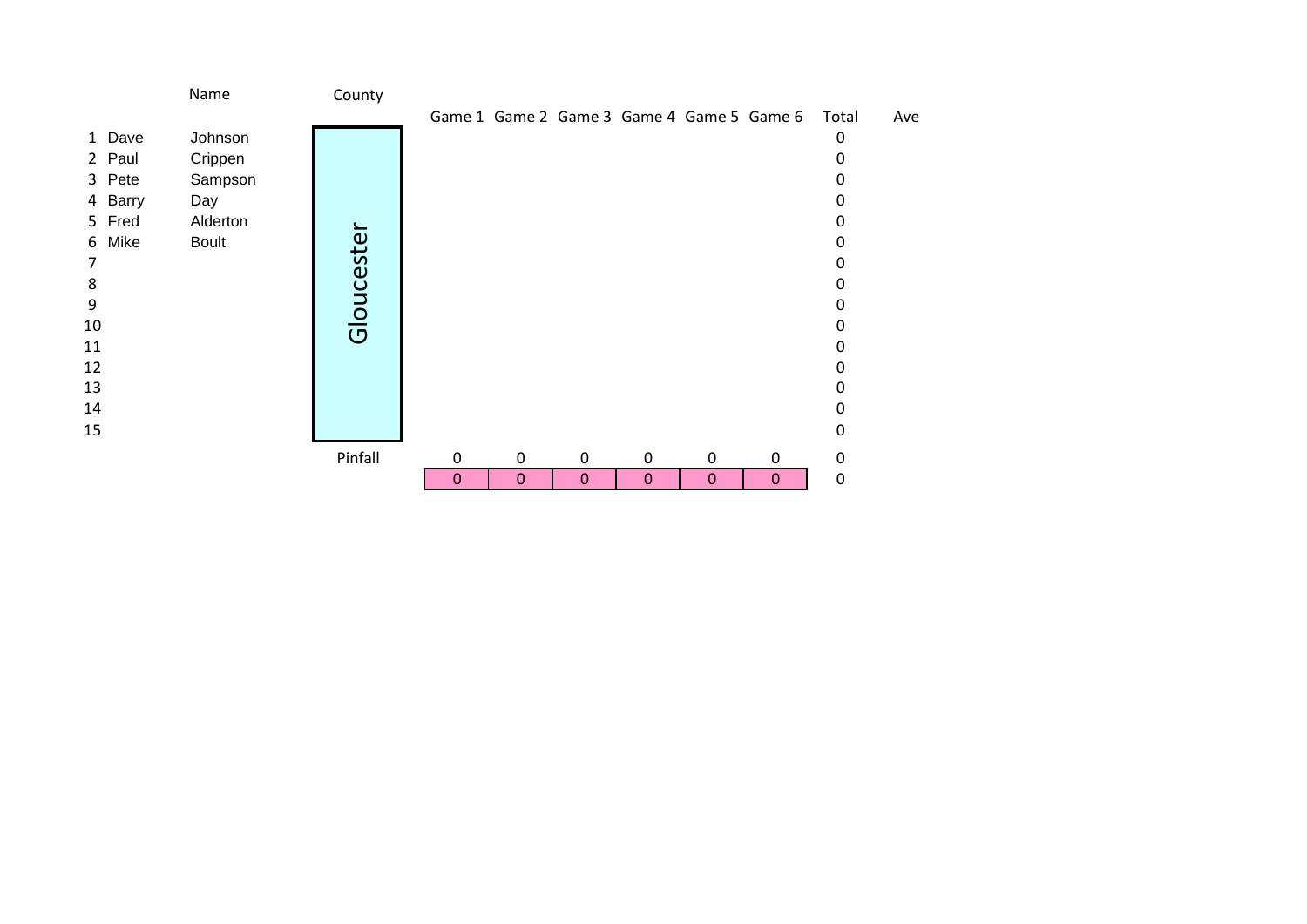| # | Name | | County | Game 1 | Game 2 | Game 3 | Game 4 | Game 5 | Game 6 | Total | Ave |
|---|---|---|---|---|---|---|---|---|---|---|---|
| 1 | Dave | Johnson | Gloucester | | | | | | | 0 | |
| 2 | Paul | Crippen | | | | | | | | 0 | |
| 3 | Pete | Sampson | | | | | | | | 0 | |
| 4 | Barry | Day | | | | | | | | 0 | |
| 5 | Fred | Alderton | | | | | | | | 0 | |
| 6 | Mike | Boult | | | | | | | | 0 | |
| 7 | | | | | | | | | | 0 | |
| 8 | | | | | | | | | | 0 | |
| 9 | | | | | | | | | | 0 | |
| 10 | | | | | | | | | | 0 | |
| 11 | | | | | | | | | | 0 | |
| 12 | | | | | | | | | | 0 | |
| 13 | | | | | | | | | | 0 | |
| 14 | | | | | | | | | | 0 | |
| 15 | | | | | | | | | | 0 | |
| | | | Pinfall | 0 | 0 | 0 | 0 | 0 | 0 | 0 | |
| | | | | 0 | 0 | 0 | 0 | 0 | 0 | 0 | |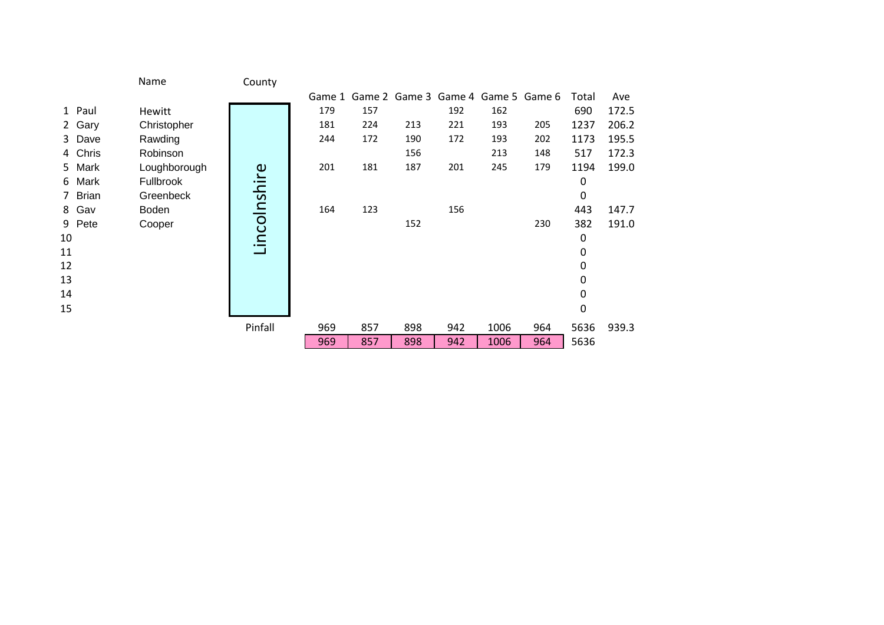| # | Name | | County | Game 1 | Game 2 | Game 3 | Game 4 | Game 5 | Game 6 | Total | Ave |
|---|---|---|---|---|---|---|---|---|---|---|---|
| 1 | Paul | Hewitt | Lincolnshire | 179 | 157 | | 192 | 162 | | 690 | 172.5 |
| 2 | Gary | Christopher | | 181 | 224 | 213 | 221 | 193 | 205 | 1237 | 206.2 |
| 3 | Dave | Rawding | | 244 | 172 | 190 | 172 | 193 | 202 | 1173 | 195.5 |
| 4 | Chris | Robinson | | | | 156 | | 213 | 148 | 517 | 172.3 |
| 5 | Mark | Loughborough | | 201 | 181 | 187 | 201 | 245 | 179 | 1194 | 199.0 |
| 6 | Mark | Fullbrook | | | | | | | | 0 | |
| 7 | Brian | Greenbeck | | | | | | | | 0 | |
| 8 | Gav | Boden | | 164 | 123 | | 156 | | | 443 | 147.7 |
| 9 | Pete | Cooper | | | | 152 | | | 230 | 382 | 191.0 |
| 10 | | | | | | | | | | 0 | |
| 11 | | | | | | | | | | 0 | |
| 12 | | | | | | | | | | 0 | |
| 13 | | | | | | | | | | 0 | |
| 14 | | | | | | | | | | 0 | |
| 15 | | | | | | | | | | 0 | |
| | | | Pinfall | 969 | 857 | 898 | 942 | 1006 | 964 | 5636 | 939.3 |
| | | | | 969 | 857 | 898 | 942 | 1006 | 964 | 5636 | |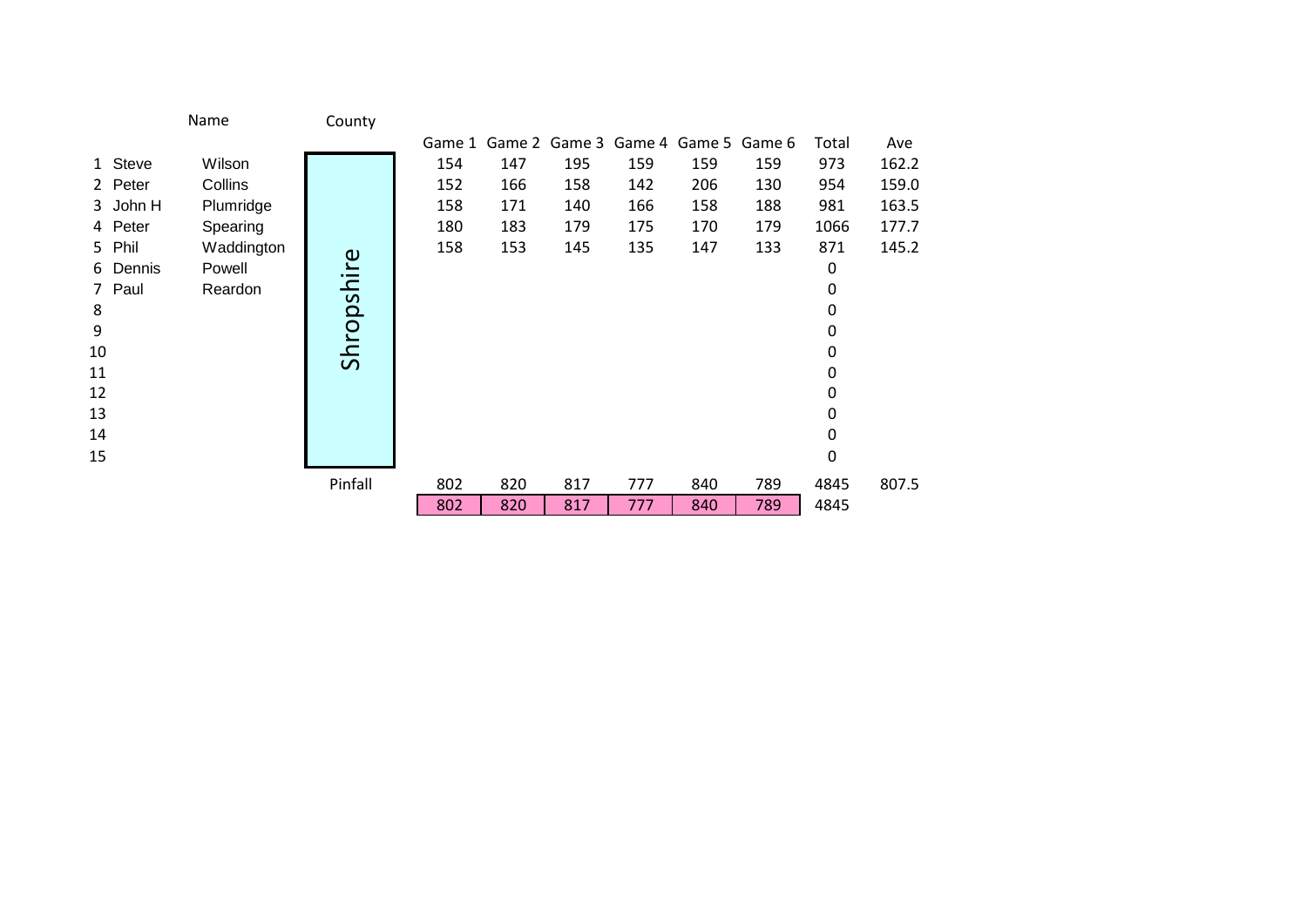| | Name | | County | Game 1 | Game 2 | Game 3 | Game 4 | Game 5 | Game 6 | Total | Ave |
|---|---|---|---|---|---|---|---|---|---|---|---|
| 1 | Steve | Wilson | Shropshire | 154 | 147 | 195 | 159 | 159 | 159 | 973 | 162.2 |
| 2 | Peter | Collins | | 152 | 166 | 158 | 142 | 206 | 130 | 954 | 159.0 |
| 3 | John H | Plumridge | | 158 | 171 | 140 | 166 | 158 | 188 | 981 | 163.5 |
| 4 | Peter | Spearing | | 180 | 183 | 179 | 175 | 170 | 179 | 1066 | 177.7 |
| 5 | Phil | Waddington | | 158 | 153 | 145 | 135 | 147 | 133 | 871 | 145.2 |
| 6 | Dennis | Powell | | | | | | | | 0 | |
| 7 | Paul | Reardon | | | | | | | | 0 | |
| 8 | | | | | | | | | | 0 | |
| 9 | | | | | | | | | | 0 | |
| 10 | | | | | | | | | | 0 | |
| 11 | | | | | | | | | | 0 | |
| 12 | | | | | | | | | | 0 | |
| 13 | | | | | | | | | | 0 | |
| 14 | | | | | | | | | | 0 | |
| 15 | | | | | | | | | | 0 | |
| | | | Pinfall | 802 | 820 | 817 | 777 | 840 | 789 | 4845 | 807.5 |
| | | | | 802 | 820 | 817 | 777 | 840 | 789 | 4845 | |